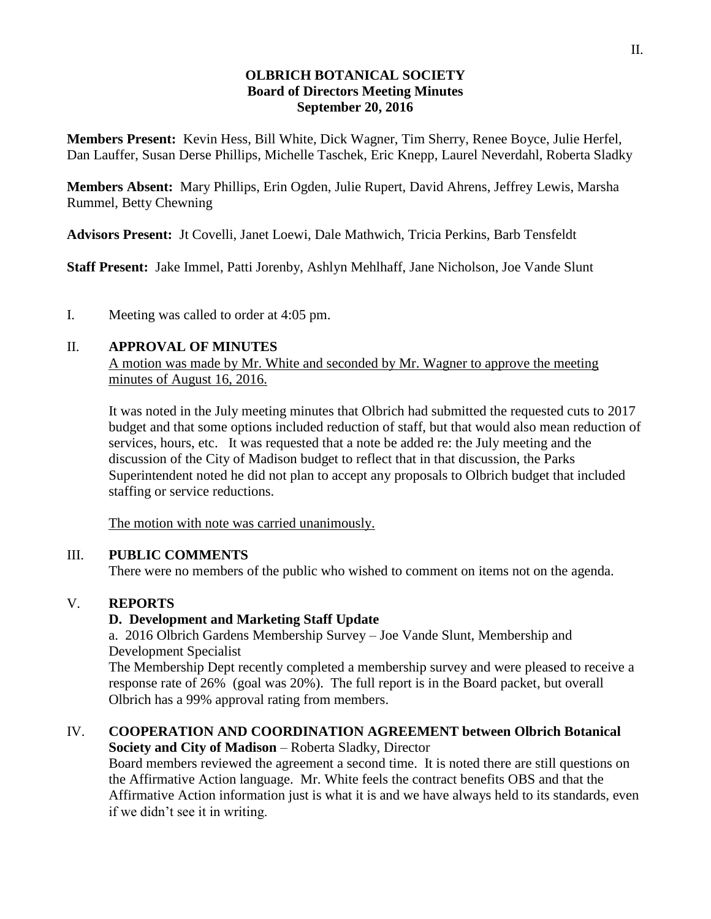**OLBRICH BOTANICAL SOCIETY**
**Board of Directors Meeting Minutes**
**September 20, 2016**

**Members Present:** Kevin Hess, Bill White, Dick Wagner, Tim Sherry, Renee Boyce, Julie Herfel, Dan Lauffer, Susan Derse Phillips, Michelle Taschek, Eric Knepp, Laurel Neverdahl, Roberta Sladky

**Members Absent:** Mary Phillips, Erin Ogden, Julie Rupert, David Ahrens, Jeffrey Lewis, Marsha Rummel, Betty Chewning

**Advisors Present:** Jt Covelli, Janet Loewi, Dale Mathwich, Tricia Perkins, Barb Tensfeldt

**Staff Present:** Jake Immel, Patti Jorenby, Ashlyn Mehlhaff, Jane Nicholson, Joe Vande Slunt

I. Meeting was called to order at 4:05 pm.

II. **APPROVAL OF MINUTES**

A motion was made by Mr. White and seconded by Mr. Wagner to approve the meeting minutes of August 16, 2016.

It was noted in the July meeting minutes that Olbrich had submitted the requested cuts to 2017 budget and that some options included reduction of staff, but that would also mean reduction of services, hours, etc. It was requested that a note be added re: the July meeting and the discussion of the City of Madison budget to reflect that in that discussion, the Parks Superintendent noted he did not plan to accept any proposals to Olbrich budget that included staffing or service reductions.

The motion with note was carried unanimously.

III. **PUBLIC COMMENTS**

There were no members of the public who wished to comment on items not on the agenda.

V. **REPORTS**

**D. Development and Marketing Staff Update**

a. 2016 Olbrich Gardens Membership Survey – Joe Vande Slunt, Membership and Development Specialist

The Membership Dept recently completed a membership survey and were pleased to receive a response rate of 26% (goal was 20%). The full report is in the Board packet, but overall Olbrich has a 99% approval rating from members.

IV. **COOPERATION AND COORDINATION AGREEMENT between Olbrich Botanical Society and City of Madison** – Roberta Sladky, Director

Board members reviewed the agreement a second time. It is noted there are still questions on the Affirmative Action language. Mr. White feels the contract benefits OBS and that the Affirmative Action information just is what it is and we have always held to its standards, even if we didn't see it in writing.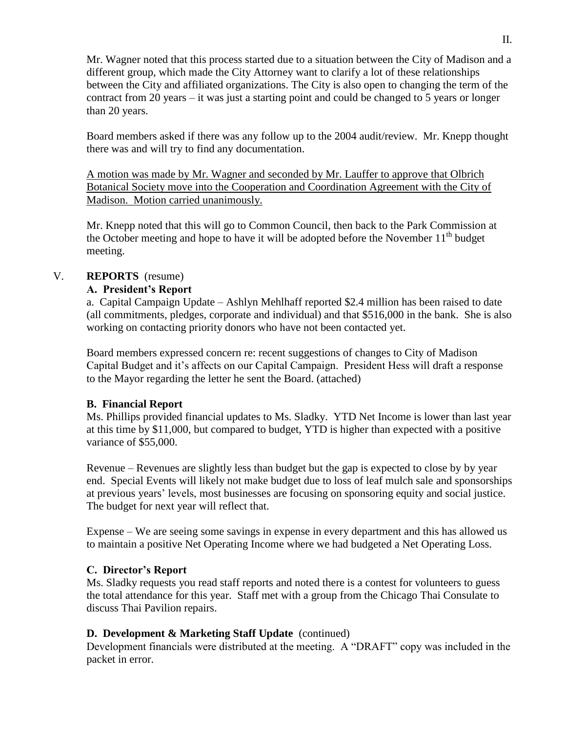Mr. Wagner noted that this process started due to a situation between the City of Madison and a different group, which made the City Attorney want to clarify a lot of these relationships between the City and affiliated organizations. The City is also open to changing the term of the contract from 20 years – it was just a starting point and could be changed to 5 years or longer than 20 years.

Board members asked if there was any follow up to the 2004 audit/review. Mr. Knepp thought there was and will try to find any documentation.

<u>A motion was made by Mr. Wagner and seconded by Mr. Lauffer to approve that Olbrich Botanical Society move into the Cooperation and Coordination Agreement with the City of Madison. Motion carried unanimously.</u>

Mr. Knepp noted that this will go to Common Council, then back to the Park Commission at the October meeting and hope to have it will be adopted before the November 11th budget meeting.

## V. **REPORTS** (resume)

### A. President's Report

a. Capital Campaign Update – Ashlyn Mehlhaff reported $2.4 million has been raised to date (all commitments, pledges, corporate and individual) and that $516,000 in the bank. She is also working on contacting priority donors who have not been contacted yet.

Board members expressed concern re: recent suggestions of changes to City of Madison Capital Budget and it's affects on our Capital Campaign. President Hess will draft a response to the Mayor regarding the letter he sent the Board. (attached)

### B. Financial Report

Ms. Phillips provided financial updates to Ms. Sladky. YTD Net Income is lower than last year at this time by $11,000, but compared to budget, YTD is higher than expected with a positive variance of $55,000.

Revenue – Revenues are slightly less than budget but the gap is expected to close by by year end. Special Events will likely not make budget due to loss of leaf mulch sale and sponsorships at previous years' levels, most businesses are focusing on sponsoring equity and social justice. The budget for next year will reflect that.

Expense – We are seeing some savings in expense in every department and this has allowed us to maintain a positive Net Operating Income where we had budgeted a Net Operating Loss.

### C. Director's Report

Ms. Sladky requests you read staff reports and noted there is a contest for volunteers to guess the total attendance for this year. Staff met with a group from the Chicago Thai Consulate to discuss Thai Pavilion repairs.

### D. Development & Marketing Staff Update (continued)

Development financials were distributed at the meeting. A "DRAFT" copy was included in the packet in error.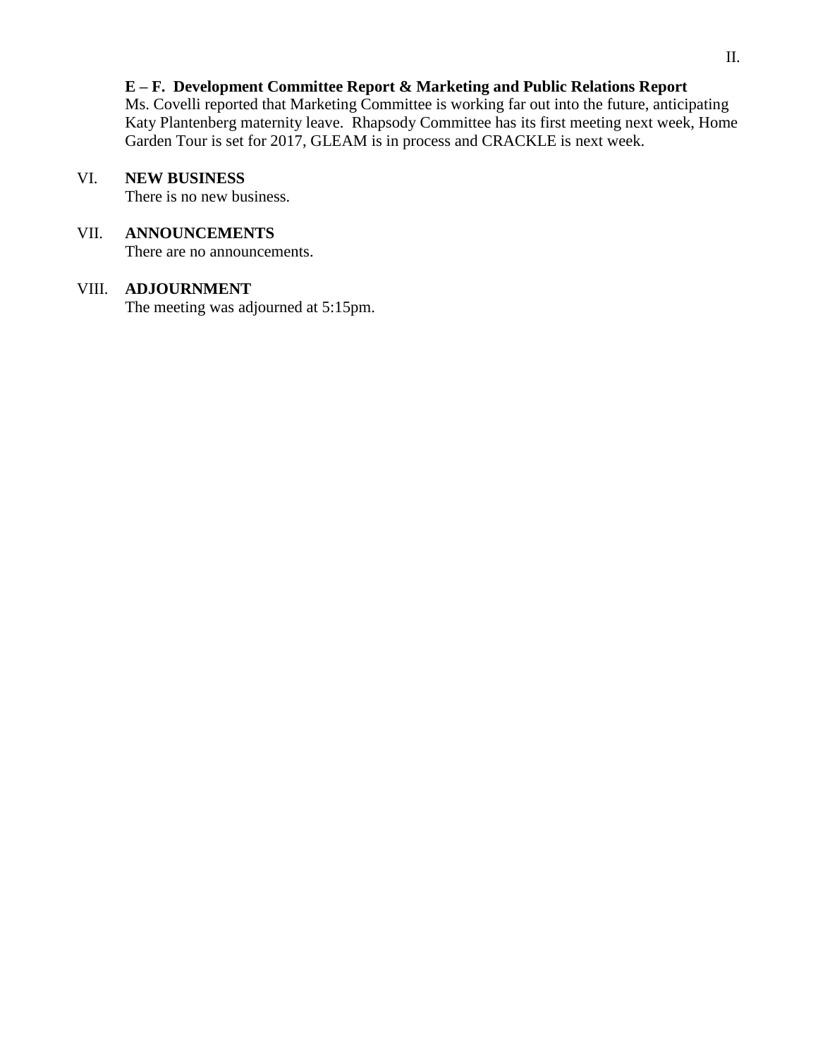**E – F. Development Committee Report & Marketing and Public Relations Report**

Ms. Covelli reported that Marketing Committee is working far out into the future, anticipating Katy Plantenberg maternity leave. Rhapsody Committee has its first meeting next week, Home Garden Tour is set for 2017, GLEAM is in process and CRACKLE is next week.

## VI. NEW BUSINESS

There is no new business.

## VII. ANNOUNCEMENTS

There are no announcements.

## VIII. ADJOURNMENT

The meeting was adjourned at 5:15pm.